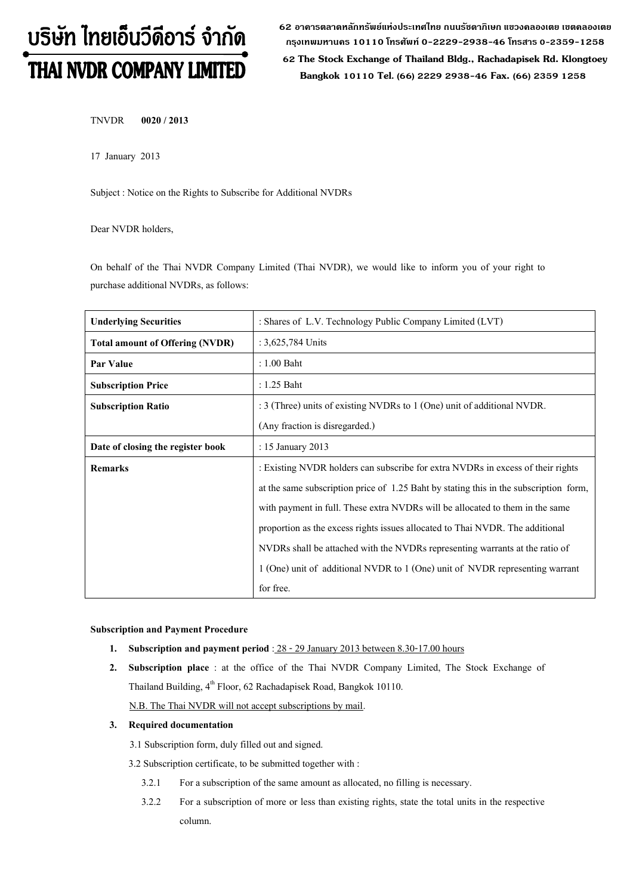# บริษัท ไทยเอ็นวีดีอาร์ จำกัด
# THAI NVDR COMPANY LIMITED

62 อาคารตลาดหลักทรัพย์แห่งประเทศไทย ถนนรัชดาภิเษก แขวงคลองเตย เขตคลองเตย กรุงเทพมหานคร 10110 โทรศัพท์ 0-2229-2938-46 โทรสาร 0-2359-1258
62 The Stock Exchange of Thailand Bldg., Rachadapisek Rd. Klongtoey Bangkok 10110 Tel. (66) 2229 2938-46 Fax. (66) 2359 1258

TNVDR **0020 / 2013**

17 January 2013

Subject : Notice on the Rights to Subscribe for Additional NVDRs

Dear NVDR holders,

On behalf of the Thai NVDR Company Limited (Thai NVDR), we would like to inform you of your right to purchase additional NVDRs, as follows:

| | |
|---|---|
| **Underlying Securities** | : Shares of L.V. Technology Public Company Limited (LVT) |
| **Total amount of Offering (NVDR)** | : 3,625,784 Units |
| **Par Value** | : 1.00 Baht |
| **Subscription Price** | : 1.25 Baht |
| **Subscription Ratio** | : 3 (Three) units of existing NVDRs to 1 (One) unit of additional NVDR. (Any fraction is disregarded.) |
| **Date of closing the register book** | : 15 January 2013 |
| **Remarks** | : Existing NVDR holders can subscribe for extra NVDRs in excess of their rights at the same subscription price of 1.25 Baht by stating this in the subscription form, with payment in full. These extra NVDRs will be allocated to them in the same proportion as the excess rights issues allocated to Thai NVDR. The additional NVDRs shall be attached with the NVDRs representing warrants at the ratio of 1 (One) unit of additional NVDR to 1 (One) unit of NVDR representing warrant for free. |

**Subscription and Payment Procedure**

1. **Subscription and payment period** : 28 - 29 January 2013 between 8.30-17.00 hours
2. **Subscription place** : at the office of the Thai NVDR Company Limited, The Stock Exchange of Thailand Building, 4th Floor, 62 Rachadapisek Road, Bangkok 10110.
   N.B. The Thai NVDR will not accept subscriptions by mail.
3. **Required documentation**
   
   3.1 Subscription form, duly filled out and signed.
   
   3.2 Subscription certificate, to be submitted together with :
   
   3.2.1 For a subscription of the same amount as allocated, no filling is necessary.
   
   3.2.2 For a subscription of more or less than existing rights, state the total units in the respective column.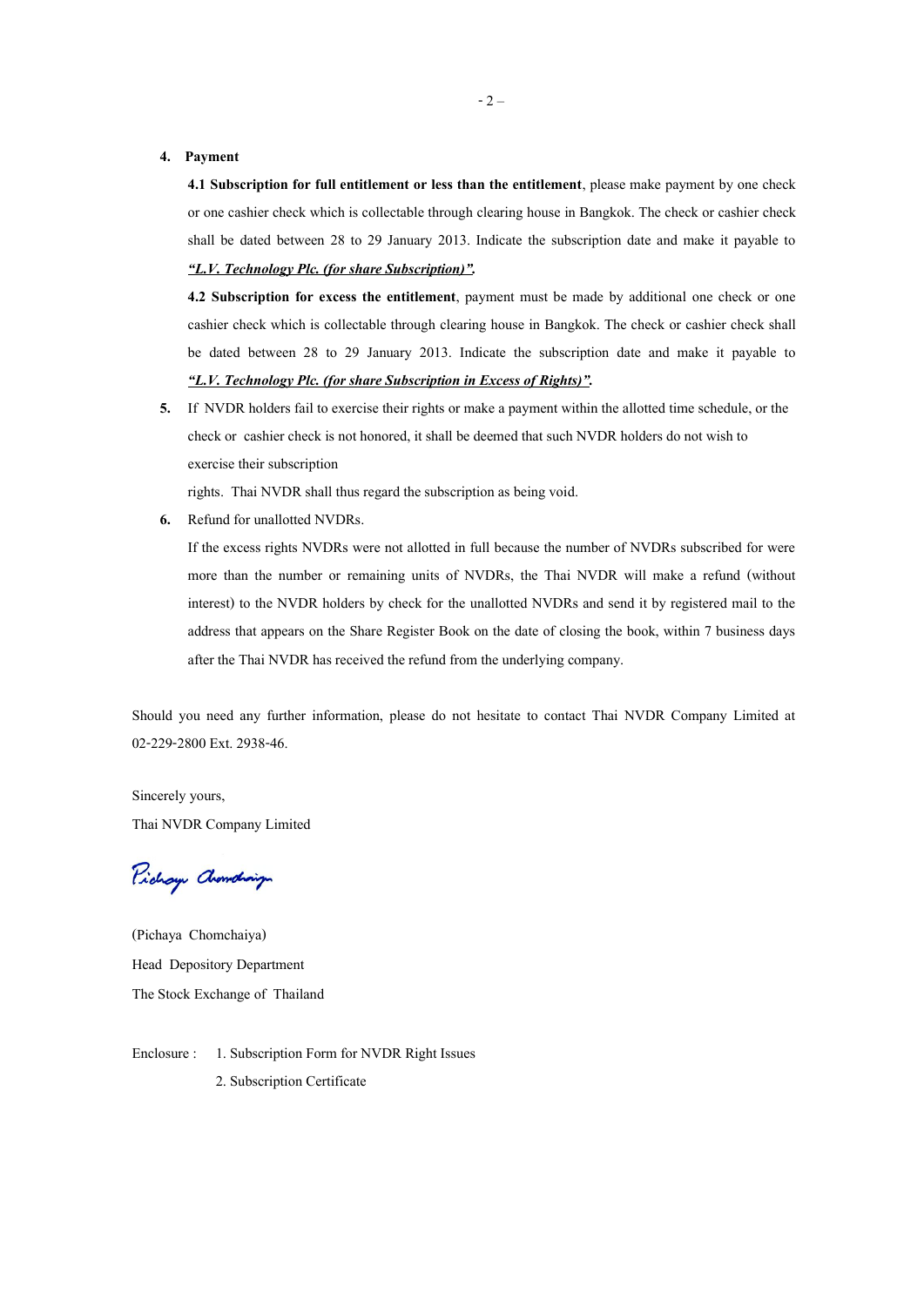4. **Payment**

   **4.1 Subscription for full entitlement or less than the entitlement**, please make payment by one check or one cashier check which is collectable through clearing house in Bangkok. The check or cashier check shall be dated between 28 to 29 January 2013. Indicate the subscription date and make it payable to ***"L.V. Technology Plc. (for share Subscription)".***

   **4.2 Subscription for excess the entitlement**, payment must be made by additional one check or one cashier check which is collectable through clearing house in Bangkok. The check or cashier check shall be dated between 28 to 29 January 2013. Indicate the subscription date and make it payable to ***"L.V. Technology Plc. (for share Subscription in Excess of Rights)".***

5. If NVDR holders fail to exercise their rights or make a payment within the allotted time schedule, or the check or cashier check is not honored, it shall be deemed that such NVDR holders do not wish to exercise their subscription rights. Thai NVDR shall thus regard the subscription as being void.

6. Refund for unallotted NVDRs.

   If the excess rights NVDRs were not allotted in full because the number of NVDRs subscribed for were more than the number or remaining units of NVDRs, the Thai NVDR will make a refund (without interest) to the NVDR holders by check for the unallotted NVDRs and send it by registered mail to the address that appears on the Share Register Book on the date of closing the book, within 7 business days after the Thai NVDR has received the refund from the underlying company.

Should you need any further information, please do not hesitate to contact Thai NVDR Company Limited at 02-229-2800 Ext. 2938-46.

Sincerely yours,

Thai NVDR Company Limited

(Pichaya Chomchaiya)

Head Depository Department

The Stock Exchange of Thailand

Enclosure : 1. Subscription Form for NVDR Right Issues

2. Subscription Certificate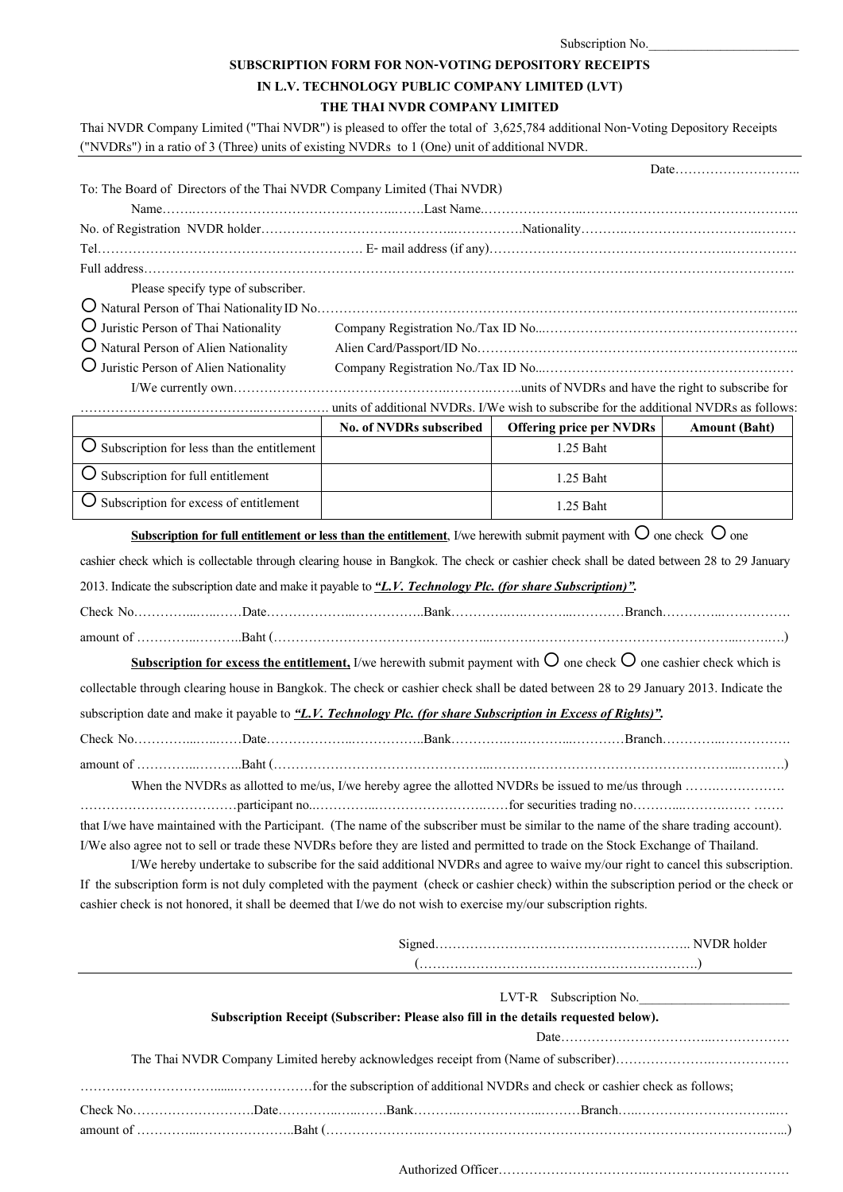Subscription No.______________________

**SUBSCRIPTION FORM FOR NON-VOTING DEPOSITORY RECEIPTS**

**IN L.V. TECHNOLOGY PUBLIC COMPANY LIMITED (LVT)**

**THE THAI NVDR COMPANY LIMITED**

Thai NVDR Company Limited ("Thai NVDR") is pleased to offer the total of 3,625,784 additional Non-Voting Depository Receipts ("NVDRs") in a ratio of 3 (Three) units of existing NVDRs to 1 (One) unit of additional NVDR.

Date………………………..

To: The Board of Directors of the Thai NVDR Company Limited (Thai NVDR)

Name……………………………………………..…….Last Name.…………………..…………………………………………..

No. of Registration NVDR holder……………………………………..……………Nationality……….…………………………….………

Tel……………………………………………………. E- mail address (if any)………………………………………………….……………

Full address………………………………………………………………………………………………………………………………………..

Please specify type of subscriber.

○ Natural Person of Thai Nationality ID No…………………………………………………………………………………………….……..

○ Juristic Person of Thai Nationality Company Registration No./Tax ID No...……………………………………………………….

○ Natural Person of Alien Nationality Alien Card/Passport/ID No……………………………………………………………………..

○ Juristic Person of Alien Nationality Company Registration No./Tax ID No...……………………………………………………

I/We currently own……………………………………………..……….……..units of NVDRs and have the right to subscribe for ……………………..……………..……………. units of additional NVDRs. I/We wish to subscribe for the additional NVDRs as follows:

| | No. of NVDRs subscribed | Offering price per NVDRs | Amount (Baht) |
|---|---|---|---|
| ○ Subscription for less than the entitlement | | 1.25 Baht | |
| ○ Subscription for full entitlement | | 1.25 Baht | |
| ○ Subscription for excess of entitlement | | 1.25 Baht | |

**Subscription for full entitlement or less than the entitlement**, I/we herewith submit payment with ○ one check ○ one cashier check which is collectable through clearing house in Bangkok. The check or cashier check shall be dated between 28 to 29 January 2013. Indicate the subscription date and make it payable to ***"L.V. Technology Plc. (for share Subscription)".***

Check No…………...…...……Date………………..……………..Bank…………….………...…………Branch…………..……………

amount of …………...………..Baht (……………………………………………..………………………………………………...……..)

**Subscription for excess the entitlement,** I/we herewith submit payment with ○ one check ○ one cashier check which is collectable through clearing house in Bangkok. The check or cashier check shall be dated between 28 to 29 January 2013. Indicate the subscription date and make it payable to ***"L.V. Technology Plc. (for share Subscription in Excess of Rights)".***

Check No…………...…...……Date………………..……………..Bank…………….………...…………Branch…………..……………

amount of …………...………..Baht (……………………………………………..………………………………………………...……..)

When the NVDRs as allotted to me/us, I/we hereby agree the allotted NVDRs be issued to me/us through …….…………….
………………………………participant no..…………..……………………..……for securities trading no………..…….…… …….
that I/we have maintained with the Participant. (The name of the subscriber must be similar to the name of the share trading account). I/We also agree not to sell or trade these NVDRs before they are listed and permitted to trade on the Stock Exchange of Thailand.

I/We hereby undertake to subscribe for the said additional NVDRs and agree to waive my/our right to cancel this subscription. If the subscription form is not duly completed with the payment (check or cashier check) within the subscription period or the check or cashier check is not honored, it shall be deemed that I/we do not wish to exercise my/our subscription rights.

Signed………………………………………………….. NVDR holder

(……………………………………………………….)

---

LVT-R Subscription No.______________________

**Subscription Receipt (Subscriber: Please also fill in the details requested below).**

Date……………………………..………………

The Thai NVDR Company Limited hereby acknowledges receipt from (Name of subscriber)…………………….………………

……….…………………......………………for the subscription of additional NVDRs and check or cashier check as follows;

Check No……………………….Date…………..…...…….Bank……….………………..………Branch…..…………………………..…

amount of …………..…………………..Baht (…………………….……………………………………………………………….…...)

Authorized Officer……………………………….…………………………